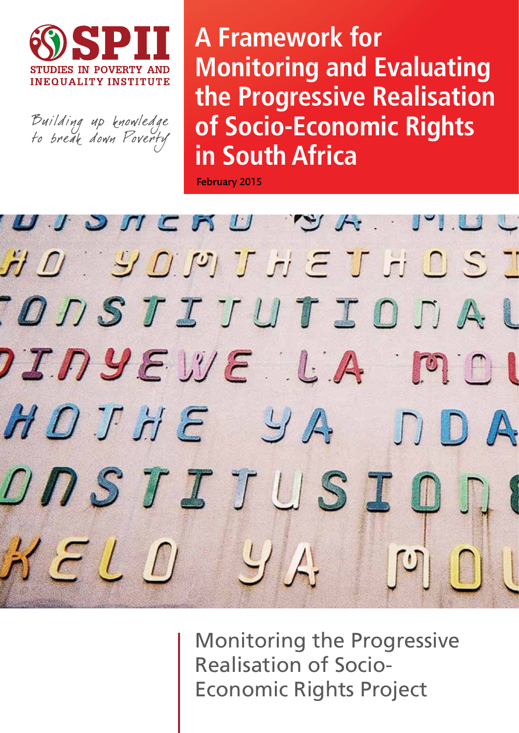SPII

STUDIES IN POVERTY AND INEQUALITY INSTITUTE

*Building up knowledge to break down Poverty*

# A Framework for Monitoring and Evaluating the Progressive Realisation of Socio-Economic Rights in South Africa

**February 2015**

Monitoring the Progressive Realisation of Socio-Economic Rights Project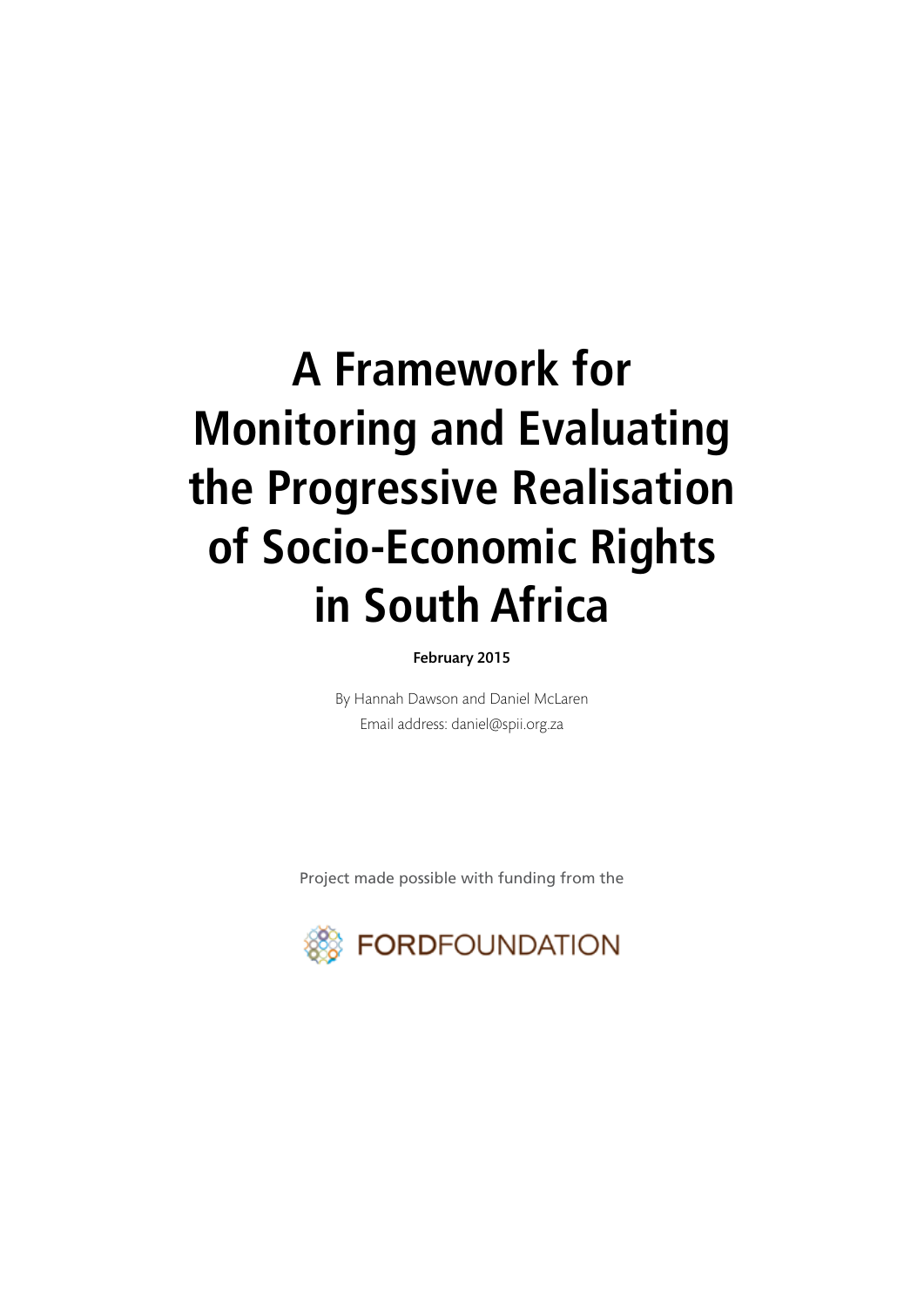# A Framework for Monitoring and Evaluating the Progressive Realisation of Socio-Economic Rights in South Africa

**February 2015**

By Hannah Dawson and Daniel McLaren

Email address: daniel@spii.org.za

Project made possible with funding from the

FORDFOUNDATION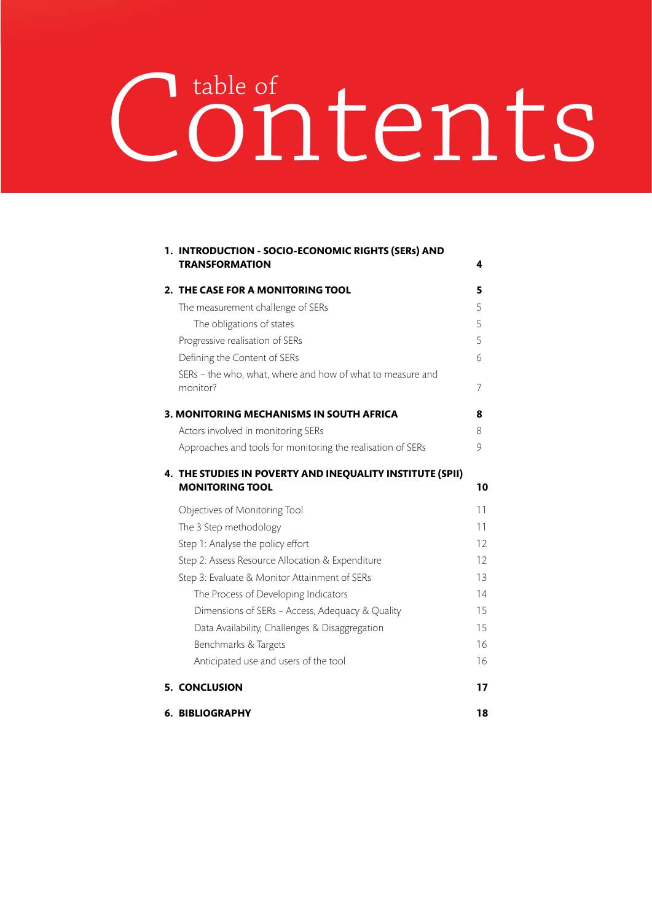# table of Contents

| | |
|---|---|
| **1. INTRODUCTION - SOCIO-ECONOMIC RIGHTS (SERs) AND TRANSFORMATION** | **4** |
| **2. THE CASE FOR A MONITORING TOOL** | **5** |
| The measurement challenge of SERs | 5 |
| The obligations of states | 5 |
| Progressive realisation of SERs | 5 |
| Defining the Content of SERs | 6 |
| SERs – the who, what, where and how of what to measure and monitor? | 7 |
| **3. MONITORING MECHANISMS IN SOUTH AFRICA** | **8** |
| Actors involved in monitoring SERs | 8 |
| Approaches and tools for monitoring the realisation of SERs | 9 |
| **4. THE STUDIES IN POVERTY AND INEQUALITY INSTITUTE (SPII) MONITORING TOOL** | **10** |
| Objectives of Monitoring Tool | 11 |
| The 3 Step methodology | 11 |
| Step 1: Analyse the policy effort | 12 |
| Step 2: Assess Resource Allocation & Expenditure | 12 |
| Step 3: Evaluate & Monitor Attainment of SERs | 13 |
| The Process of Developing Indicators | 14 |
| Dimensions of SERs – Access, Adequacy & Quality | 15 |
| Data Availability, Challenges & Disaggregation | 15 |
| Benchmarks & Targets | 16 |
| Anticipated use and users of the tool | 16 |
| **5. CONCLUSION** | **17** |
| **6. BIBLIOGRAPHY** | **18** |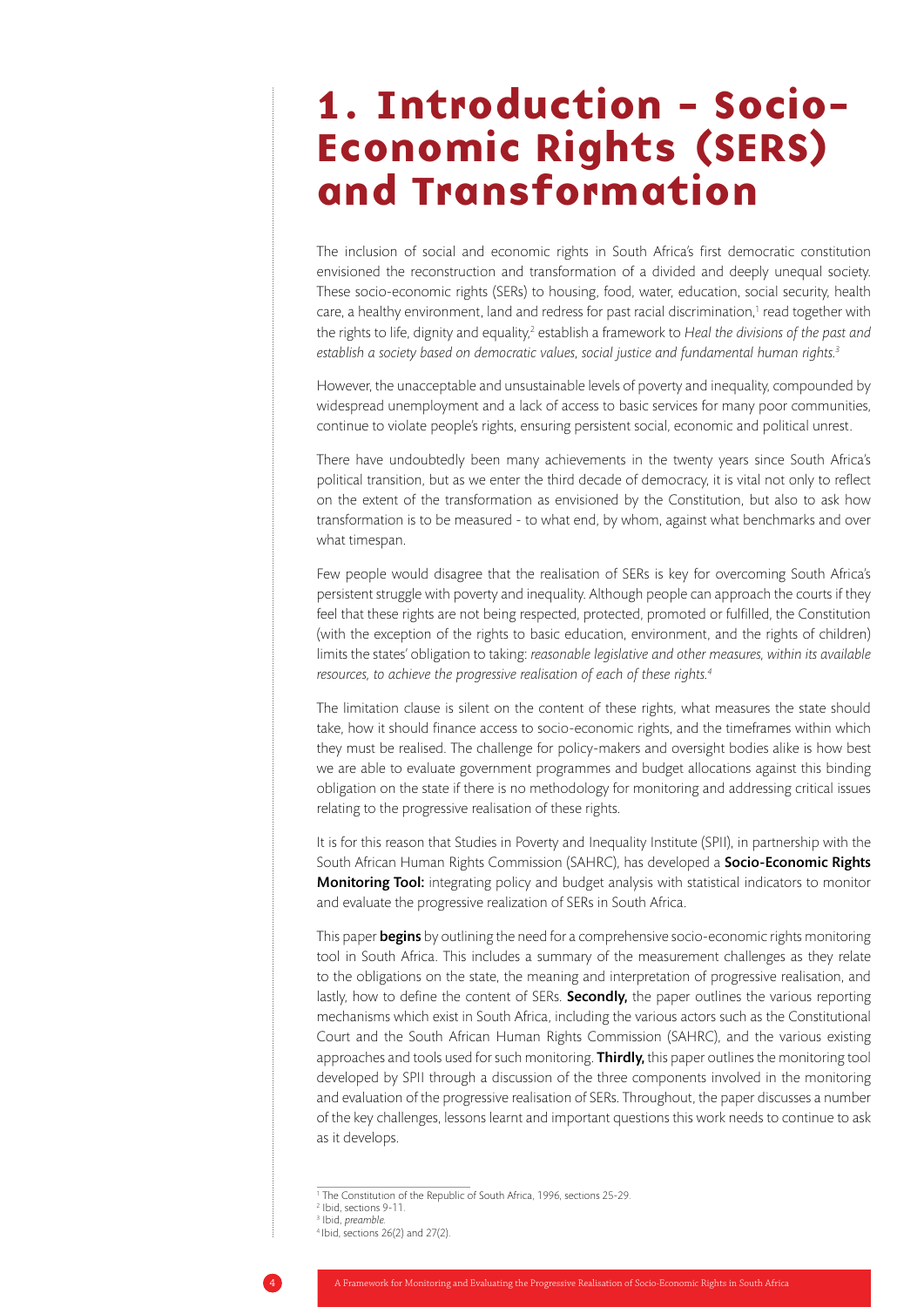# 1. Introduction - Socio-Economic Rights (SERS) and Transformation

The inclusion of social and economic rights in South Africa's first democratic constitution envisioned the reconstruction and transformation of a divided and deeply unequal society. These socio-economic rights (SERs) to housing, food, water, education, social security, health care, a healthy environment, land and redress for past racial discrimination,[1] read together with the rights to life, dignity and equality,[2] establish a framework to *Heal the divisions of the past and establish a society based on democratic values, social justice and fundamental human rights.*[3]

However, the unacceptable and unsustainable levels of poverty and inequality, compounded by widespread unemployment and a lack of access to basic services for many poor communities, continue to violate people's rights, ensuring persistent social, economic and political unrest.

There have undoubtedly been many achievements in the twenty years since South Africa's political transition, but as we enter the third decade of democracy, it is vital not only to reflect on the extent of the transformation as envisioned by the Constitution, but also to ask how transformation is to be measured - to what end, by whom, against what benchmarks and over what timespan.

Few people would disagree that the realisation of SERs is key for overcoming South Africa's persistent struggle with poverty and inequality. Although people can approach the courts if they feel that these rights are not being respected, protected, promoted or fulfilled, the Constitution (with the exception of the rights to basic education, environment, and the rights of children) limits the states' obligation to taking: *reasonable legislative and other measures, within its available resources, to achieve the progressive realisation of each of these rights.*[4]

The limitation clause is silent on the content of these rights, what measures the state should take, how it should finance access to socio-economic rights, and the timeframes within which they must be realised. The challenge for policy-makers and oversight bodies alike is how best we are able to evaluate government programmes and budget allocations against this binding obligation on the state if there is no methodology for monitoring and addressing critical issues relating to the progressive realisation of these rights.

It is for this reason that Studies in Poverty and Inequality Institute (SPII), in partnership with the South African Human Rights Commission (SAHRC), has developed a **Socio-Economic Rights Monitoring Tool:** integrating policy and budget analysis with statistical indicators to monitor and evaluate the progressive realization of SERs in South Africa.

This paper **begins** by outlining the need for a comprehensive socio-economic rights monitoring tool in South Africa. This includes a summary of the measurement challenges as they relate to the obligations on the state, the meaning and interpretation of progressive realisation, and lastly, how to define the content of SERs. **Secondly,** the paper outlines the various reporting mechanisms which exist in South Africa, including the various actors such as the Constitutional Court and the South African Human Rights Commission (SAHRC), and the various existing approaches and tools used for such monitoring. **Thirdly,** this paper outlines the monitoring tool developed by SPII through a discussion of the three components involved in the monitoring and evaluation of the progressive realisation of SERs. Throughout, the paper discusses a number of the key challenges, lessons learnt and important questions this work needs to continue to ask as it develops.

---

[1] The Constitution of the Republic of South Africa, 1996, sections 25-29.
[2] Ibid, sections 9-11.
[3] Ibid, *preamble.*
[4] Ibid, sections 26(2) and 27(2).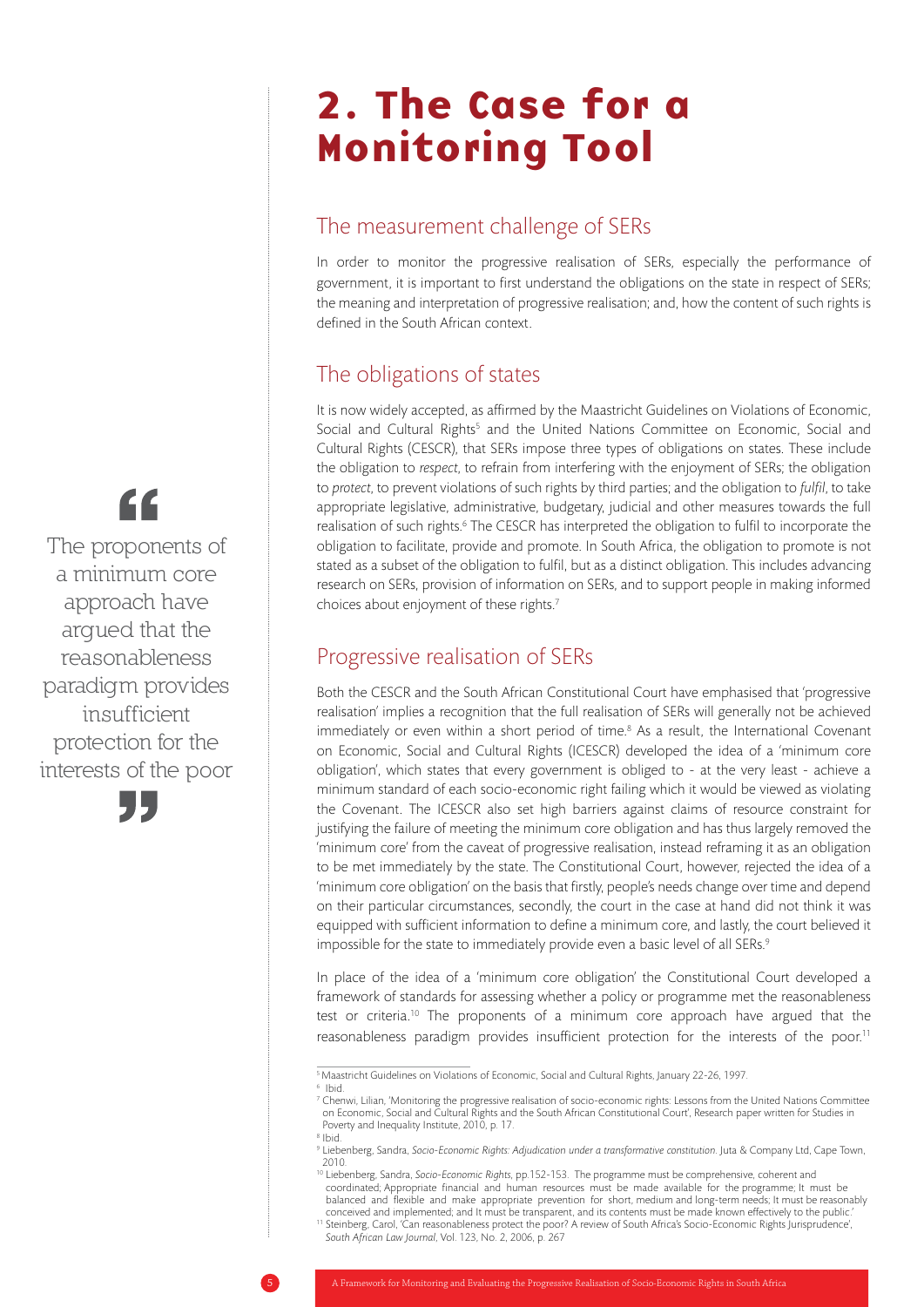# 2. The Case for a Monitoring Tool

## The measurement challenge of SERs

In order to monitor the progressive realisation of SERs, especially the performance of government, it is important to first understand the obligations on the state in respect of SERs; the meaning and interpretation of progressive realisation; and, how the content of such rights is defined in the South African context.

## The obligations of states

It is now widely accepted, as affirmed by the Maastricht Guidelines on Violations of Economic, Social and Cultural Rights[5] and the United Nations Committee on Economic, Social and Cultural Rights (CESCR), that SERs impose three types of obligations on states. These include the obligation to *respect*, to refrain from interfering with the enjoyment of SERs; the obligation to *protect*, to prevent violations of such rights by third parties; and the obligation to *fulfil*, to take appropriate legislative, administrative, budgetary, judicial and other measures towards the full realisation of such rights.[6] The CESCR has interpreted the obligation to fulfil to incorporate the obligation to facilitate, provide and promote. In South Africa, the obligation to promote is not stated as a subset of the obligation to fulfil, but as a distinct obligation. This includes advancing research on SERs, provision of information on SERs, and to support people in making informed choices about enjoyment of these rights.[7]

> The proponents of a minimum core approach have argued that the reasonableness paradigm provides insufficient protection for the interests of the poor

## Progressive realisation of SERs

Both the CESCR and the South African Constitutional Court have emphasised that 'progressive realisation' implies a recognition that the full realisation of SERs will generally not be achieved immediately or even within a short period of time.[8] As a result, the International Covenant on Economic, Social and Cultural Rights (ICESCR) developed the idea of a 'minimum core obligation', which states that every government is obliged to - at the very least - achieve a minimum standard of each socio-economic right failing which it would be viewed as violating the Covenant. The ICESCR also set high barriers against claims of resource constraint for justifying the failure of meeting the minimum core obligation and has thus largely removed the 'minimum core' from the caveat of progressive realisation, instead reframing it as an obligation to be met immediately by the state. The Constitutional Court, however, rejected the idea of a 'minimum core obligation' on the basis that firstly, people's needs change over time and depend on their particular circumstances, secondly, the court in the case at hand did not think it was equipped with sufficient information to define a minimum core, and lastly, the court believed it impossible for the state to immediately provide even a basic level of all SERs.[9]

In place of the idea of a 'minimum core obligation' the Constitutional Court developed a framework of standards for assessing whether a policy or programme met the reasonableness test or criteria.[10] The proponents of a minimum core approach have argued that the reasonableness paradigm provides insufficient protection for the interests of the poor.[11]

---

[5] Maastricht Guidelines on Violations of Economic, Social and Cultural Rights, January 22-26, 1997.

[6] Ibid.

[7] Chenwi, Lilian, 'Monitoring the progressive realisation of socio-economic rights: Lessons from the United Nations Committee on Economic, Social and Cultural Rights and the South African Constitutional Court', Research paper written for Studies in Poverty and Inequality Institute, 2010, p. 17.

[8] Ibid.

[9] Liebenberg, Sandra, *Socio-Economic Rights: Adjudication under a transformative constitution*. Juta & Company Ltd, Cape Town, 2010.

[10] Liebenberg, Sandra, *Socio-Economic Rights*, pp.152-153. The programme must be comprehensive, coherent and coordinated; Appropriate financial and human resources must be made available for the programme; It must be balanced and flexible and make appropriate prevention for short, medium and long-term needs; It must be reasonably conceived and implemented; and It must be transparent, and its contents must be made known effectively to the public.'

[11] Steinberg, Carol, 'Can reasonableness protect the poor? A review of South Africa's Socio-Economic Rights Jurisprudence', *South African Law Journal*, Vol. 123, No. 2, 2006, p. 267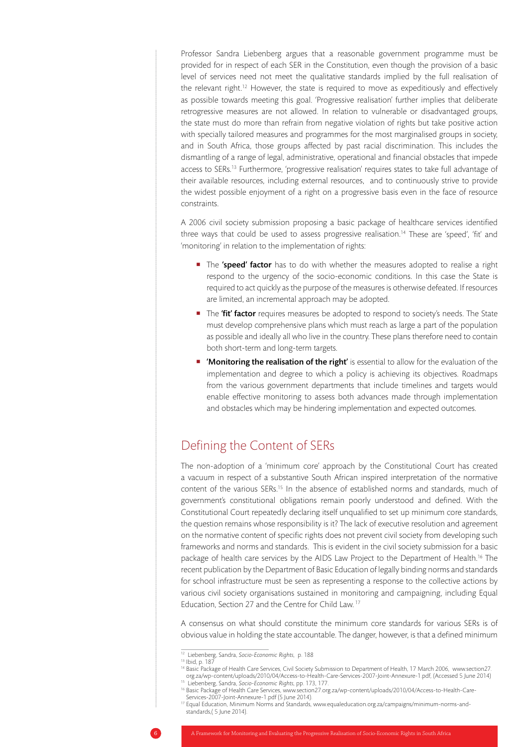Professor Sandra Liebenberg argues that a reasonable government programme must be provided for in respect of each SER in the Constitution, even though the provision of a basic level of services need not meet the qualitative standards implied by the full realisation of the relevant right.[12] However, the state is required to move as expeditiously and effectively as possible towards meeting this goal. 'Progressive realisation' further implies that deliberate retrogressive measures are not allowed. In relation to vulnerable or disadvantaged groups, the state must do more than refrain from negative violation of rights but take positive action with specially tailored measures and programmes for the most marginalised groups in society, and in South Africa, those groups affected by past racial discrimination. This includes the dismantling of a range of legal, administrative, operational and financial obstacles that impede access to SERs.[13] Furthermore, 'progressive realisation' requires states to take full advantage of their available resources, including external resources, and to continuously strive to provide the widest possible enjoyment of a right on a progressive basis even in the face of resource constraints.

A 2006 civil society submission proposing a basic package of healthcare services identified three ways that could be used to assess progressive realisation.[14] These are 'speed', 'fit' and 'monitoring' in relation to the implementation of rights:

- The **'speed' factor** has to do with whether the measures adopted to realise a right respond to the urgency of the socio-economic conditions. In this case the State is required to act quickly as the purpose of the measures is otherwise defeated. If resources are limited, an incremental approach may be adopted.
- The **'fit' factor** requires measures be adopted to respond to society's needs. The State must develop comprehensive plans which must reach as large a part of the population as possible and ideally all who live in the country. These plans therefore need to contain both short-term and long-term targets.
- **'Monitoring the realisation of the right'** is essential to allow for the evaluation of the implementation and degree to which a policy is achieving its objectives. Roadmaps from the various government departments that include timelines and targets would enable effective monitoring to assess both advances made through implementation and obstacles which may be hindering implementation and expected outcomes.

## Defining the Content of SERs

The non-adoption of a 'minimum core' approach by the Constitutional Court has created a vacuum in respect of a substantive South African inspired interpretation of the normative content of the various SERs.[15] In the absence of established norms and standards, much of government's constitutional obligations remain poorly understood and defined. With the Constitutional Court repeatedly declaring itself unqualified to set up minimum core standards, the question remains whose responsibility is it? The lack of executive resolution and agreement on the normative content of specific rights does not prevent civil society from developing such frameworks and norms and standards. This is evident in the civil society submission for a basic package of health care services by the AIDS Law Project to the Department of Health.[16] The recent publication by the Department of Basic Education of legally binding norms and standards for school infrastructure must be seen as representing a response to the collective actions by various civil society organisations sustained in monitoring and campaigning, including Equal Education, Section 27 and the Centre for Child Law.[17]

A consensus on what should constitute the minimum core standards for various SERs is of obvious value in holding the state accountable. The danger, however, is that a defined minimum

---

[12] Liebenberg, Sandra, *Socio-Economic Rights*, p. 188

[13] Ibid, p. 187

[14] Basic Package of Health Care Services, Civil Society Submission to Department of Health, 17 March 2006, www.section27.org.za/wp-content/uploads/2010/04/Access-to-Health-Care-Services-2007-Joint-Annexure-1.pdf, (Accessed 5 June 2014)

[15] Liebenberg, Sandra, *Socio-Economic Rights*, pp. 173, 177.

[16] Basic Package of Health Care Services, www.section27.org.za/wp-content/uploads/2010/04/Access-to-Health-Care-Services-2007-Joint-Annexure-1.pdf (5 June 2014).

[17] Equal Education, Minimum Norms and Standards, www.equaleducation.org.za/campaigns/minimum-norms-and-standards,( 5 June 2014).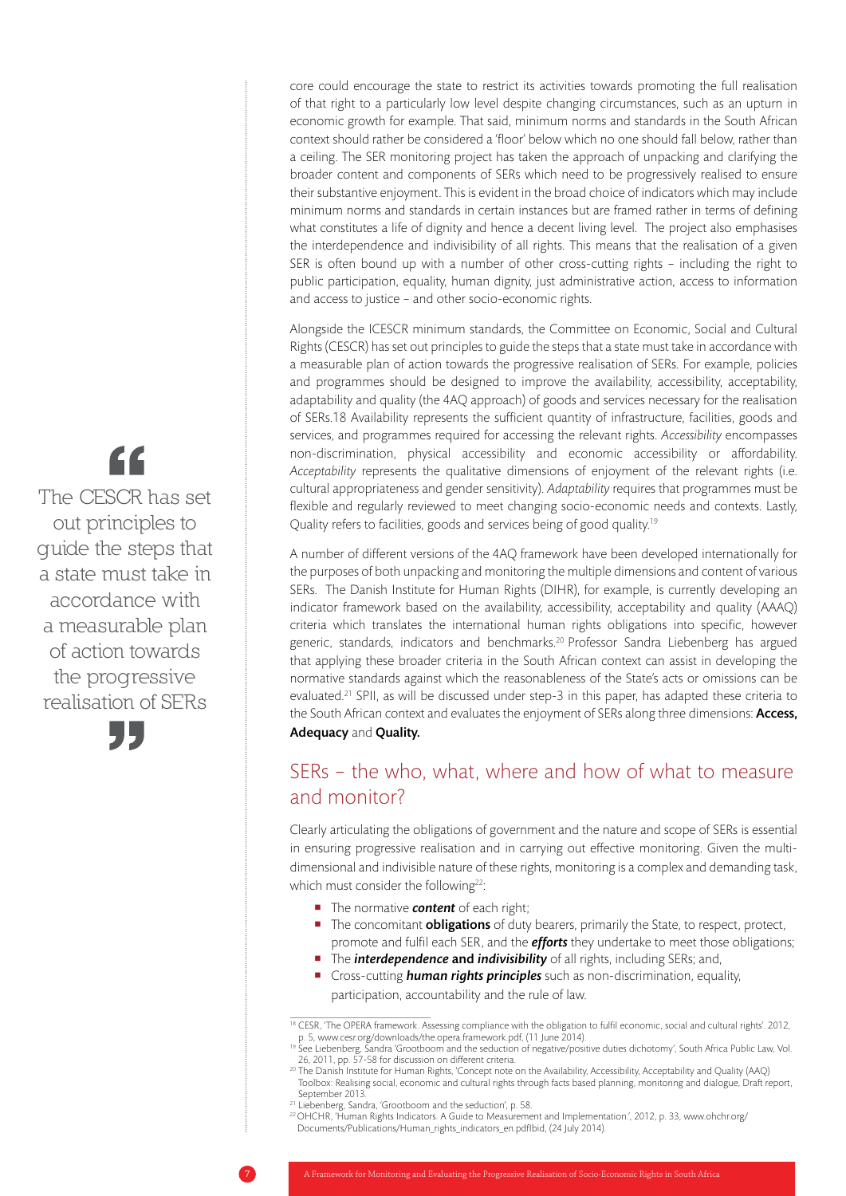core could encourage the state to restrict its activities towards promoting the full realisation of that right to a particularly low level despite changing circumstances, such as an upturn in economic growth for example. That said, minimum norms and standards in the South African context should rather be considered a 'floor' below which no one should fall below, rather than a ceiling. The SER monitoring project has taken the approach of unpacking and clarifying the broader content and components of SERs which need to be progressively realised to ensure their substantive enjoyment. This is evident in the broad choice of indicators which may include minimum norms and standards in certain instances but are framed rather in terms of defining what constitutes a life of dignity and hence a decent living level. The project also emphasises the interdependence and indivisibility of all rights. This means that the realisation of a given SER is often bound up with a number of other cross-cutting rights – including the right to public participation, equality, human dignity, just administrative action, access to information and access to justice – and other socio-economic rights.

Alongside the ICESCR minimum standards, the Committee on Economic, Social and Cultural Rights (CESCR) has set out principles to guide the steps that a state must take in accordance with a measurable plan of action towards the progressive realisation of SERs. For example, policies and programmes should be designed to improve the availability, accessibility, acceptability, adaptability and quality (the 4AQ approach) of goods and services necessary for the realisation of SERs.18 Availability represents the sufficient quantity of infrastructure, facilities, goods and services, and programmes required for accessing the relevant rights. *Accessibility* encompasses non-discrimination, physical accessibility and economic accessibility or affordability. *Acceptability* represents the qualitative dimensions of enjoyment of the relevant rights (i.e. cultural appropriateness and gender sensitivity). *Adaptability* requires that programmes must be flexible and regularly reviewed to meet changing socio-economic needs and contexts. Lastly, Quality refers to facilities, goods and services being of good quality.[19]

> "The CESCR has set out principles to guide the steps that a state must take in accordance with a measurable plan of action towards the progressive realisation of SERs"

A number of different versions of the 4AQ framework have been developed internationally for the purposes of both unpacking and monitoring the multiple dimensions and content of various SERs. The Danish Institute for Human Rights (DIHR), for example, is currently developing an indicator framework based on the availability, accessibility, acceptability and quality (AAAQ) criteria which translates the international human rights obligations into specific, however generic, standards, indicators and benchmarks.[20] Professor Sandra Liebenberg has argued that applying these broader criteria in the South African context can assist in developing the normative standards against which the reasonableness of the State's acts or omissions can be evaluated.[21] SPII, as will be discussed under step-3 in this paper, has adapted these criteria to the South African context and evaluates the enjoyment of SERs along three dimensions: **Access, Adequacy** and **Quality.**

## SERs – the who, what, where and how of what to measure and monitor?

Clearly articulating the obligations of government and the nature and scope of SERs is essential in ensuring progressive realisation and in carrying out effective monitoring. Given the multi-dimensional and indivisible nature of these rights, monitoring is a complex and demanding task, which must consider the following[22]:

- The normative ***content*** of each right;
- The concomitant **obligations** of duty bearers, primarily the State, to respect, protect, promote and fulfil each SER, and the ***efforts*** they undertake to meet those obligations;
- The ***interdependence*** **and** ***indivisibility*** of all rights, including SERs; and,
- Cross-cutting ***human rights principles*** such as non-discrimination, equality, participation, accountability and the rule of law.

---

[18] CESR, 'The OPERA framework. Assessing compliance with the obligation to fulfil economic, social and cultural rights'. 2012, p. 5, www.cesr.org/downloads/the.opera.framework.pdf, (11 June 2014).

[19] See Liebenberg, Sandra 'Grootboom and the seduction of negative/positive duties dichotomy', South Africa Public Law, Vol. 26, 2011, pp. 57-58 for discussion on different criteria.

[20] The Danish Institute for Human Rights, 'Concept note on the Availability, Accessibility, Acceptability and Quality (AAQ) Toolbox: Realising social, economic and cultural rights through facts based planning, monitoring and dialogue, Draft report, September 2013.

[21] Liebenberg, Sandra, 'Grootboom and the seduction', p. 58.

[22] OHCHR, 'Human Rights Indicators. A Guide to Measurement and Implementation.', 2012, p. 33, www.ohchr.org/Documents/Publications/Human_rights_indicators_en.pdfIbid, (24 July 2014).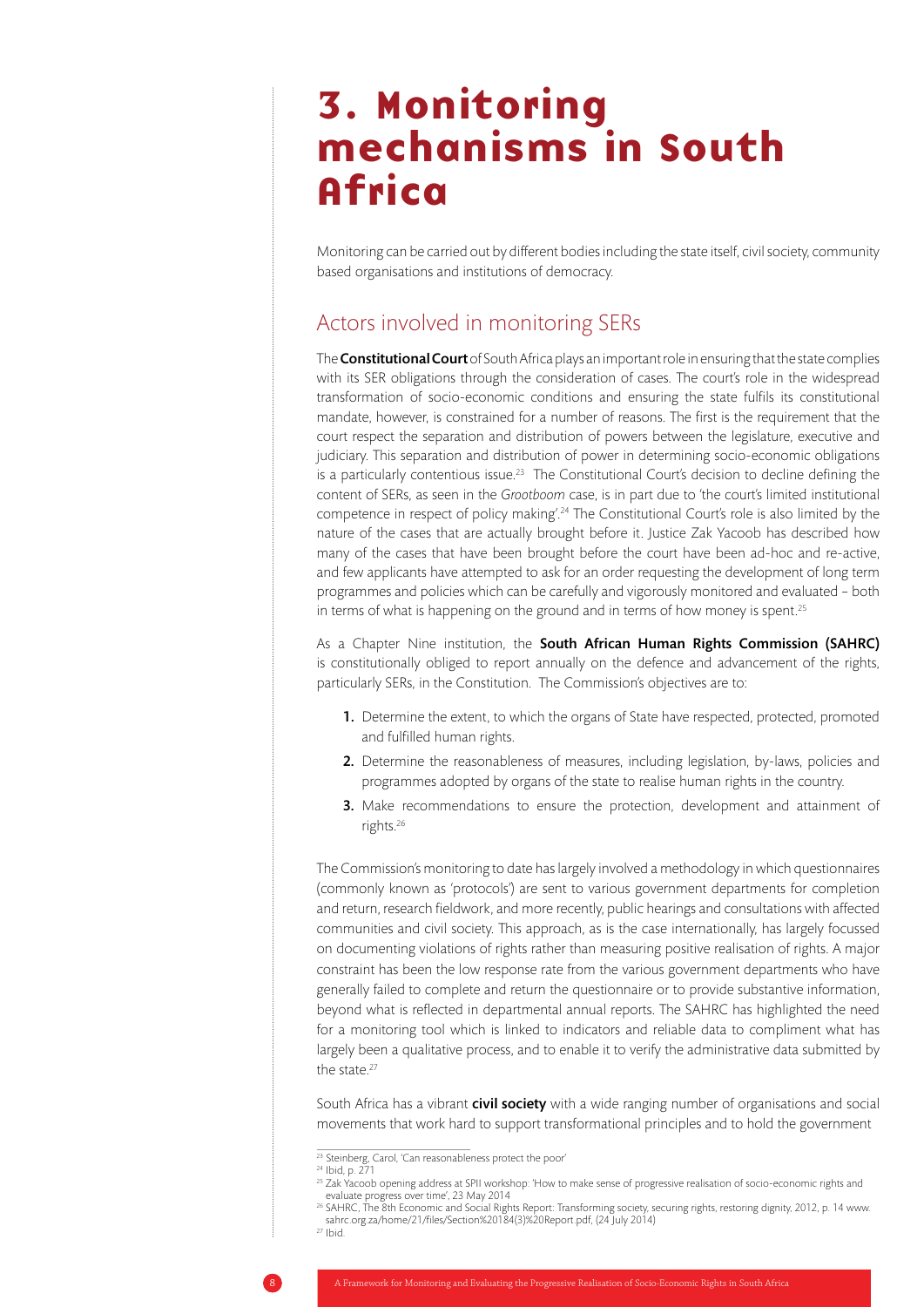# 3. Monitoring mechanisms in South Africa

Monitoring can be carried out by different bodies including the state itself, civil society, community based organisations and institutions of democracy.

## Actors involved in monitoring SERs

The **Constitutional Court** of South Africa plays an important role in ensuring that the state complies with its SER obligations through the consideration of cases. The court's role in the widespread transformation of socio-economic conditions and ensuring the state fulfils its constitutional mandate, however, is constrained for a number of reasons. The first is the requirement that the court respect the separation and distribution of powers between the legislature, executive and judiciary. This separation and distribution of power in determining socio-economic obligations is a particularly contentious issue.[23] The Constitutional Court's decision to decline defining the content of SERs, as seen in the *Grootboom* case, is in part due to 'the court's limited institutional competence in respect of policy making'.[24] The Constitutional Court's role is also limited by the nature of the cases that are actually brought before it. Justice Zak Yacoob has described how many of the cases that have been brought before the court have been ad-hoc and re-active, and few applicants have attempted to ask for an order requesting the development of long term programmes and policies which can be carefully and vigorously monitored and evaluated – both in terms of what is happening on the ground and in terms of how money is spent.[25]

As a Chapter Nine institution, the **South African Human Rights Commission (SAHRC)** is constitutionally obliged to report annually on the defence and advancement of the rights, particularly SERs, in the Constitution. The Commission's objectives are to:

1. Determine the extent, to which the organs of State have respected, protected, promoted and fulfilled human rights.
2. Determine the reasonableness of measures, including legislation, by-laws, policies and programmes adopted by organs of the state to realise human rights in the country.
3. Make recommendations to ensure the protection, development and attainment of rights.[26]

The Commission's monitoring to date has largely involved a methodology in which questionnaires (commonly known as 'protocols') are sent to various government departments for completion and return, research fieldwork, and more recently, public hearings and consultations with affected communities and civil society. This approach, as is the case internationally, has largely focussed on documenting violations of rights rather than measuring positive realisation of rights. A major constraint has been the low response rate from the various government departments who have generally failed to complete and return the questionnaire or to provide substantive information, beyond what is reflected in departmental annual reports. The SAHRC has highlighted the need for a monitoring tool which is linked to indicators and reliable data to compliment what has largely been a qualitative process, and to enable it to verify the administrative data submitted by the state.[27]

South Africa has a vibrant **civil society** with a wide ranging number of organisations and social movements that work hard to support transformational principles and to hold the government

---

[23] Steinberg, Carol, 'Can reasonableness protect the poor'

[24] Ibid, p. 271

[25] Zak Yacoob opening address at SPII workshop: 'How to make sense of progressive realisation of socio-economic rights and evaluate progress over time', 23 May 2014

[26] SAHRC, The 8th Economic and Social Rights Report: Transforming society, securing rights, restoring dignity, 2012, p. 14 www.sahrc.org.za/home/21/files/Section%20184(3)%20Report.pdf, (24 July 2014)

[27] Ibid.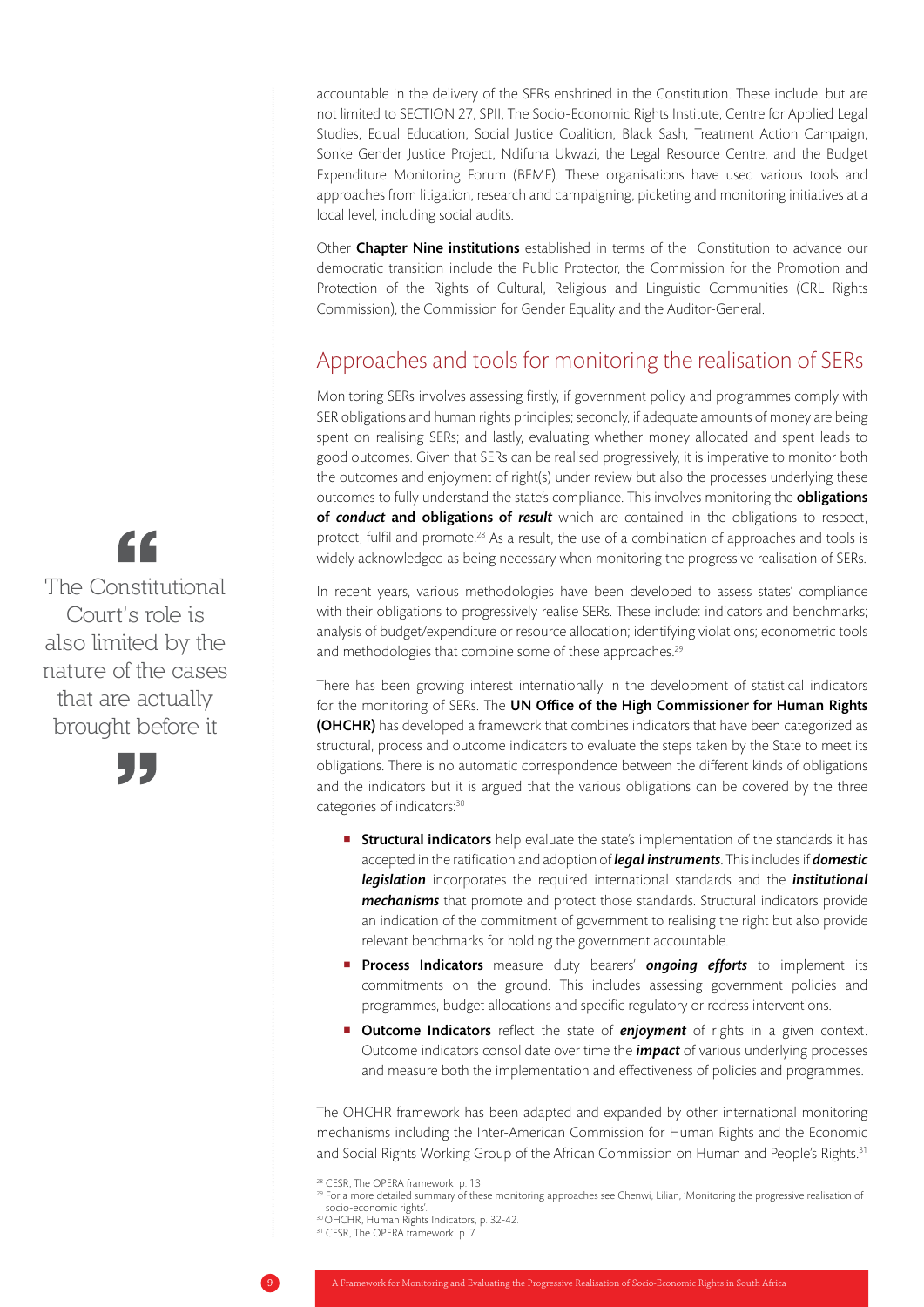accountable in the delivery of the SERs enshrined in the Constitution. These include, but are not limited to SECTION 27, SPII, The Socio-Economic Rights Institute, Centre for Applied Legal Studies, Equal Education, Social Justice Coalition, Black Sash, Treatment Action Campaign, Sonke Gender Justice Project, Ndifuna Ukwazi, the Legal Resource Centre, and the Budget Expenditure Monitoring Forum (BEMF). These organisations have used various tools and approaches from litigation, research and campaigning, picketing and monitoring initiatives at a local level, including social audits.

Other **Chapter Nine institutions** established in terms of the Constitution to advance our democratic transition include the Public Protector, the Commission for the Promotion and Protection of the Rights of Cultural, Religious and Linguistic Communities (CRL Rights Commission), the Commission for Gender Equality and the Auditor-General.

> "The Constitutional Court's role is also limited by the nature of the cases that are actually brought before it"

## Approaches and tools for monitoring the realisation of SERs

Monitoring SERs involves assessing firstly, if government policy and programmes comply with SER obligations and human rights principles; secondly, if adequate amounts of money are being spent on realising SERs; and lastly, evaluating whether money allocated and spent leads to good outcomes. Given that SERs can be realised progressively, it is imperative to monitor both the outcomes and enjoyment of right(s) under review but also the processes underlying these outcomes to fully understand the state's compliance. This involves monitoring the **obligations of *conduct* and obligations of *result*** which are contained in the obligations to respect, protect, fulfil and promote.[28] As a result, the use of a combination of approaches and tools is widely acknowledged as being necessary when monitoring the progressive realisation of SERs.

In recent years, various methodologies have been developed to assess states' compliance with their obligations to progressively realise SERs. These include: indicators and benchmarks; analysis of budget/expenditure or resource allocation; identifying violations; econometric tools and methodologies that combine some of these approaches.[29]

There has been growing interest internationally in the development of statistical indicators for the monitoring of SERs. The **UN Office of the High Commissioner for Human Rights (OHCHR)** has developed a framework that combines indicators that have been categorized as structural, process and outcome indicators to evaluate the steps taken by the State to meet its obligations. There is no automatic correspondence between the different kinds of obligations and the indicators but it is argued that the various obligations can be covered by the three categories of indicators:[30]

- **Structural indicators** help evaluate the state's implementation of the standards it has accepted in the ratification and adoption of ***legal instruments***. This includes if ***domestic legislation*** incorporates the required international standards and the ***institutional mechanisms*** that promote and protect those standards. Structural indicators provide an indication of the commitment of government to realising the right but also provide relevant benchmarks for holding the government accountable.
- **Process Indicators** measure duty bearers' ***ongoing efforts*** to implement its commitments on the ground. This includes assessing government policies and programmes, budget allocations and specific regulatory or redress interventions.
- **Outcome Indicators** reflect the state of ***enjoyment*** of rights in a given context. Outcome indicators consolidate over time the ***impact*** of various underlying processes and measure both the implementation and effectiveness of policies and programmes.

The OHCHR framework has been adapted and expanded by other international monitoring mechanisms including the Inter-American Commission for Human Rights and the Economic and Social Rights Working Group of the African Commission on Human and People's Rights.[31]

---

[28] CESR, The OPERA framework, p. 13

[29] For a more detailed summary of these monitoring approaches see Chenwi, Lilian, 'Monitoring the progressive realisation of socio-economic rights'.

[30] OHCHR, Human Rights Indicators, p. 32-42.

[31] CESR, The OPERA framework, p. 7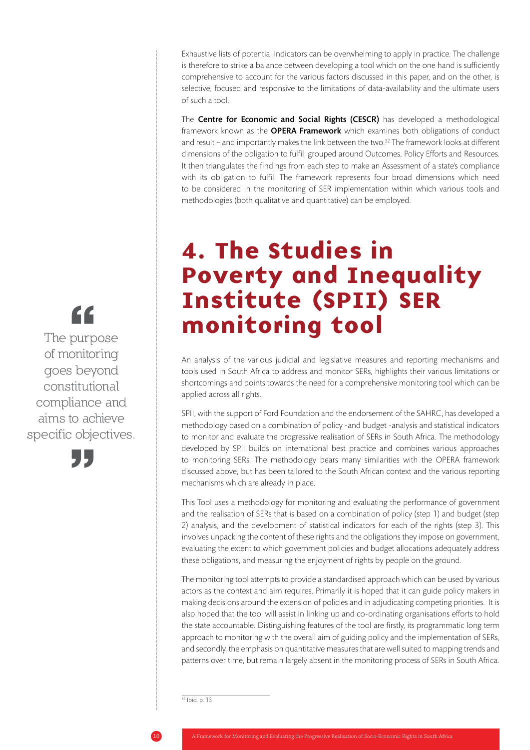Exhaustive lists of potential indicators can be overwhelming to apply in practice. The challenge is therefore to strike a balance between developing a tool which on the one hand is sufficiently comprehensive to account for the various factors discussed in this paper, and on the other, is selective, focused and responsive to the limitations of data-availability and the ultimate users of such a tool.

The **Centre for Economic and Social Rights (CESCR)** has developed a methodological framework known as the **OPERA Framework** which examines both obligations of conduct and result – and importantly makes the link between the two.[32] The framework looks at different dimensions of the obligation to fulfil, grouped around Outcomes, Policy Efforts and Resources. It then triangulates the findings from each step to make an Assessment of a state's compliance with its obligation to fulfil. The framework represents four broad dimensions which need to be considered in the monitoring of SER implementation within which various tools and methodologies (both qualitative and quantitative) can be employed.

# 4. The Studies in Poverty and Inequality Institute (SPII) SER monitoring tool

> "The purpose of monitoring goes beyond constitutional compliance and aims to achieve specific objectives."

An analysis of the various judicial and legislative measures and reporting mechanisms and tools used in South Africa to address and monitor SERs, highlights their various limitations or shortcomings and points towards the need for a comprehensive monitoring tool which can be applied across all rights.

SPII, with the support of Ford Foundation and the endorsement of the SAHRC, has developed a methodology based on a combination of policy -and budget -analysis and statistical indicators to monitor and evaluate the progressive realisation of SERs in South Africa. The methodology developed by SPII builds on international best practice and combines various approaches to monitoring SERs. The methodology bears many similarities with the OPERA framework discussed above, but has been tailored to the South African context and the various reporting mechanisms which are already in place.

This Tool uses a methodology for monitoring and evaluating the performance of government and the realisation of SERs that is based on a combination of policy (step 1) and budget (step 2) analysis, and the development of statistical indicators for each of the rights (step 3). This involves unpacking the content of these rights and the obligations they impose on government, evaluating the extent to which government policies and budget allocations adequately address these obligations, and measuring the enjoyment of rights by people on the ground.

The monitoring tool attempts to provide a standardised approach which can be used by various actors as the context and aim requires. Primarily it is hoped that it can guide policy makers in making decisions around the extension of policies and in adjudicating competing priorities. It is also hoped that the tool will assist in linking up and co-ordinating organisations efforts to hold the state accountable. Distinguishing features of the tool are firstly, its programmatic long term approach to monitoring with the overall aim of guiding policy and the implementation of SERs, and secondly, the emphasis on quantitative measures that are well suited to mapping trends and patterns over time, but remain largely absent in the monitoring process of SERs in South Africa.

[32] Ibid, p. 13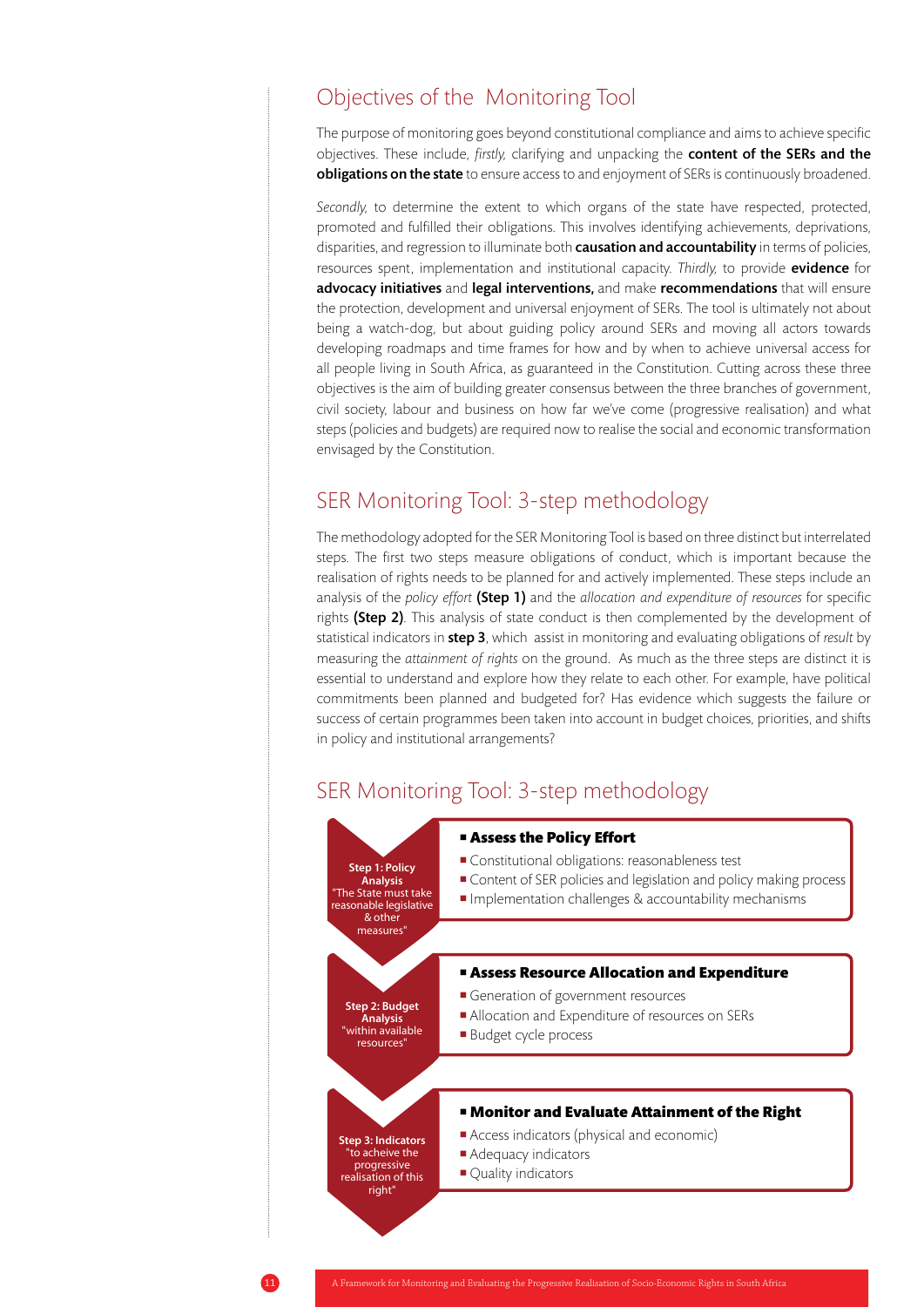## Objectives of the Monitoring Tool

The purpose of monitoring goes beyond constitutional compliance and aims to achieve specific objectives. These include, *firstly,* clarifying and unpacking the **content of the SERs and the obligations on the state** to ensure access to and enjoyment of SERs is continuously broadened.

*Secondly,* to determine the extent to which organs of the state have respected, protected, promoted and fulfilled their obligations. This involves identifying achievements, deprivations, disparities, and regression to illuminate both **causation and accountability** in terms of policies, resources spent, implementation and institutional capacity. *Thirdly,* to provide **evidence** for **advocacy initiatives** and **legal interventions,** and make **recommendations** that will ensure the protection, development and universal enjoyment of SERs. The tool is ultimately not about being a watch-dog, but about guiding policy around SERs and moving all actors towards developing roadmaps and time frames for how and by when to achieve universal access for all people living in South Africa, as guaranteed in the Constitution. Cutting across these three objectives is the aim of building greater consensus between the three branches of government, civil society, labour and business on how far we've come (progressive realisation) and what steps (policies and budgets) are required now to realise the social and economic transformation envisaged by the Constitution.

## SER Monitoring Tool: 3-step methodology

The methodology adopted for the SER Monitoring Tool is based on three distinct but interrelated steps. The first two steps measure obligations of conduct, which is important because the realisation of rights needs to be planned for and actively implemented. These steps include an analysis of the *policy effort* **(Step 1)** and the *allocation and expenditure of resources* for specific rights **(Step 2)**. This analysis of state conduct is then complemented by the development of statistical indicators in **step 3**, which assist in monitoring and evaluating obligations of *result* by measuring the *attainment of rights* on the ground. As much as the three steps are distinct it is essential to understand and explore how they relate to each other. For example, have political commitments been planned and budgeted for? Has evidence which suggests the failure or success of certain programmes been taken into account in budget choices, priorities, and shifts in policy and institutional arrangements?

## SER Monitoring Tool: 3-step methodology

**Step 1: Policy Analysis**
"The State must take reasonable legislative & other measures"

- **Assess the Policy Effort**
  - Constitutional obligations: reasonableness test
  - Content of SER policies and legislation and policy making process
  - Implementation challenges & accountability mechanisms

**Step 2: Budget Analysis**
"within available resources"

- **Assess Resource Allocation and Expenditure**
  - Generation of government resources
  - Allocation and Expenditure of resources on SERs
  - Budget cycle process

**Step 3: Indicators**
"to acheive the progressive realisation of this right"

- **Monitor and Evaluate Attainment of the Right**
  - Access indicators (physical and economic)
  - Adequacy indicators
  - Quality indicators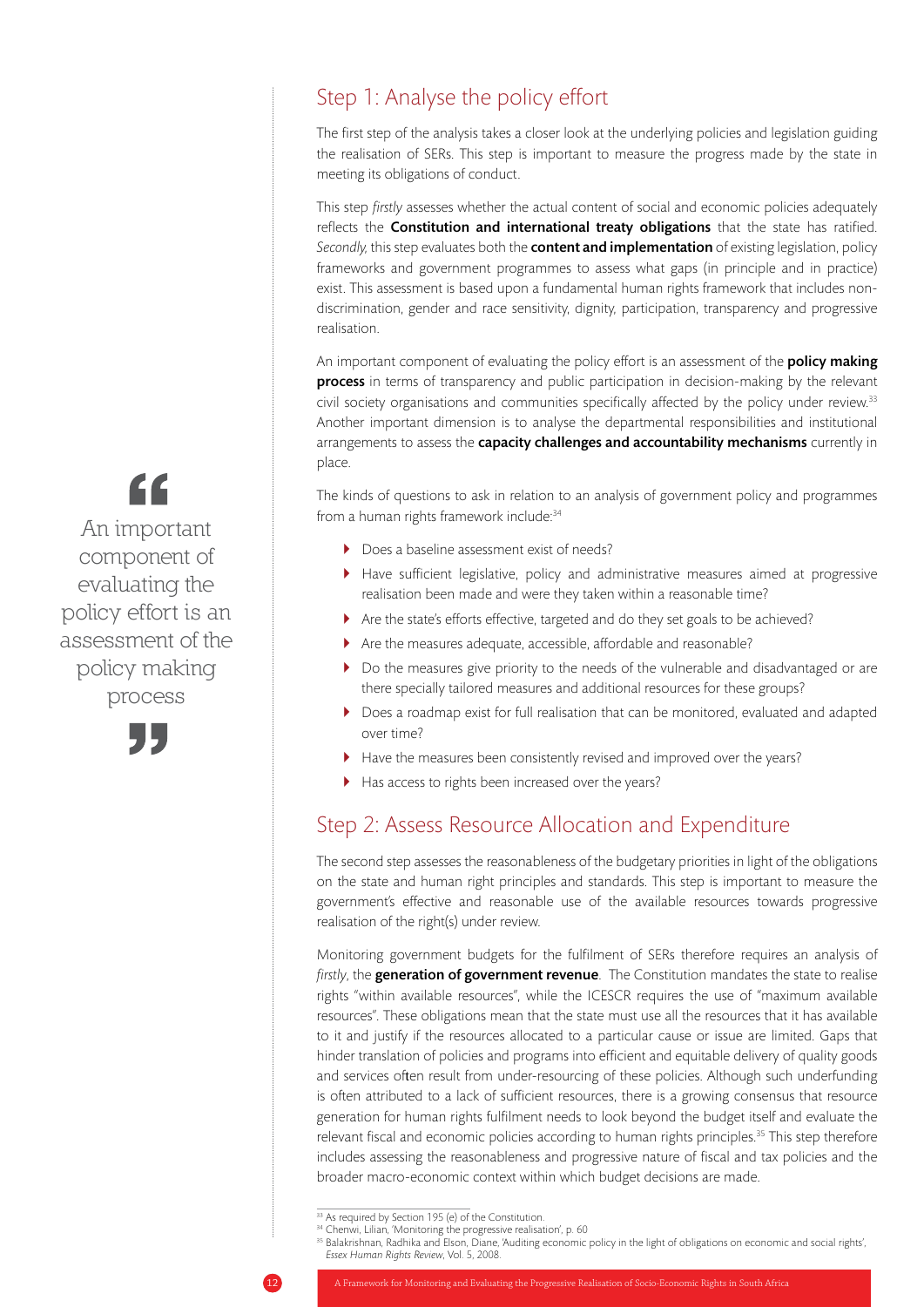## Step 1: Analyse the policy effort

The first step of the analysis takes a closer look at the underlying policies and legislation guiding the realisation of SERs. This step is important to measure the progress made by the state in meeting its obligations of conduct.

This step *firstly* assesses whether the actual content of social and economic policies adequately reflects the **Constitution and international treaty obligations** that the state has ratified. *Secondly*, this step evaluates both the **content and implementation** of existing legislation, policy frameworks and government programmes to assess what gaps (in principle and in practice) exist. This assessment is based upon a fundamental human rights framework that includes non-discrimination, gender and race sensitivity, dignity, participation, transparency and progressive realisation.

An important component of evaluating the policy effort is an assessment of the **policy making process** in terms of transparency and public participation in decision-making by the relevant civil society organisations and communities specifically affected by the policy under review.[33] Another important dimension is to analyse the departmental responsibilities and institutional arrangements to assess the **capacity challenges and accountability mechanisms** currently in place.

> An important component of evaluating the policy effort is an assessment of the policy making process

The kinds of questions to ask in relation to an analysis of government policy and programmes from a human rights framework include:[34]

- Does a baseline assessment exist of needs?
- Have sufficient legislative, policy and administrative measures aimed at progressive realisation been made and were they taken within a reasonable time?
- Are the state's efforts effective, targeted and do they set goals to be achieved?
- Are the measures adequate, accessible, affordable and reasonable?
- Do the measures give priority to the needs of the vulnerable and disadvantaged or are there specially tailored measures and additional resources for these groups?
- Does a roadmap exist for full realisation that can be monitored, evaluated and adapted over time?
- Have the measures been consistently revised and improved over the years?
- Has access to rights been increased over the years?

## Step 2: Assess Resource Allocation and Expenditure

The second step assesses the reasonableness of the budgetary priorities in light of the obligations on the state and human right principles and standards. This step is important to measure the government's effective and reasonable use of the available resources towards progressive realisation of the right(s) under review.

Monitoring government budgets for the fulfilment of SERs therefore requires an analysis of *firstly*, the **generation of government revenue**. The Constitution mandates the state to realise rights "within available resources", while the ICESCR requires the use of "maximum available resources". These obligations mean that the state must use all the resources that it has available to it and justify if the resources allocated to a particular cause or issue are limited. Gaps that hinder translation of policies and programs into efficient and equitable delivery of quality goods and services often result from under-resourcing of these policies. Although such underfunding is often attributed to a lack of sufficient resources, there is a growing consensus that resource generation for human rights fulfilment needs to look beyond the budget itself and evaluate the relevant fiscal and economic policies according to human rights principles.[35] This step therefore includes assessing the reasonableness and progressive nature of fiscal and tax policies and the broader macro-economic context within which budget decisions are made.

---

[33] As required by Section 195 (e) of the Constitution.

[34] Chenwi, Lilian, 'Monitoring the progressive realisation', p. 60

[35] Balakrishnan, Radhika and Elson, Diane, 'Auditing economic policy in the light of obligations on economic and social rights', *Essex Human Rights Review*, Vol. 5, 2008.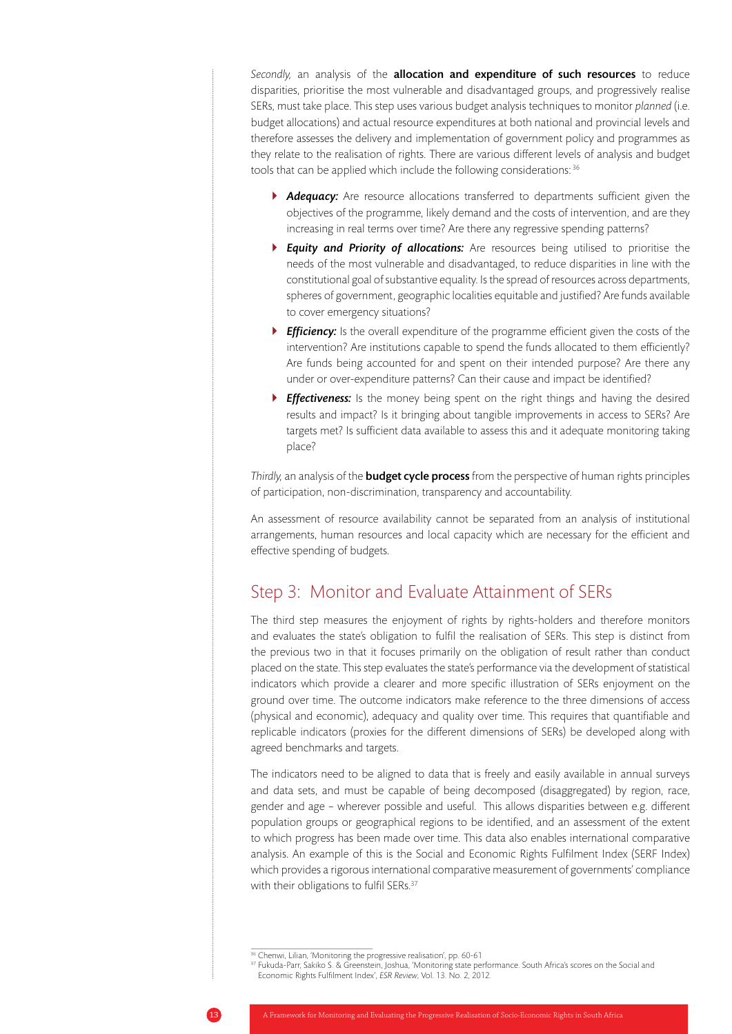*Secondly,* an analysis of the **allocation and expenditure of such resources** to reduce disparities, prioritise the most vulnerable and disadvantaged groups, and progressively realise SERs, must take place. This step uses various budget analysis techniques to monitor *planned* (i.e. budget allocations) and actual resource expenditures at both national and provincial levels and therefore assesses the delivery and implementation of government policy and programmes as they relate to the realisation of rights. There are various different levels of analysis and budget tools that can be applied which include the following considerations:[36]

- ***Adequacy:*** Are resource allocations transferred to departments sufficient given the objectives of the programme, likely demand and the costs of intervention, and are they increasing in real terms over time? Are there any regressive spending patterns?
- ***Equity and Priority of allocations:*** Are resources being utilised to prioritise the needs of the most vulnerable and disadvantaged, to reduce disparities in line with the constitutional goal of substantive equality. Is the spread of resources across departments, spheres of government, geographic localities equitable and justified? Are funds available to cover emergency situations?
- ***Efficiency:*** Is the overall expenditure of the programme efficient given the costs of the intervention? Are institutions capable to spend the funds allocated to them efficiently? Are funds being accounted for and spent on their intended purpose? Are there any under or over-expenditure patterns? Can their cause and impact be identified?
- ***Effectiveness:*** Is the money being spent on the right things and having the desired results and impact? Is it bringing about tangible improvements in access to SERs? Are targets met? Is sufficient data available to assess this and it adequate monitoring taking place?

*Thirdly,* an analysis of the **budget cycle process** from the perspective of human rights principles of participation, non-discrimination, transparency and accountability.

An assessment of resource availability cannot be separated from an analysis of institutional arrangements, human resources and local capacity which are necessary for the efficient and effective spending of budgets.

## Step 3: Monitor and Evaluate Attainment of SERs

The third step measures the enjoyment of rights by rights-holders and therefore monitors and evaluates the state's obligation to fulfil the realisation of SERs. This step is distinct from the previous two in that it focuses primarily on the obligation of result rather than conduct placed on the state. This step evaluates the state's performance via the development of statistical indicators which provide a clearer and more specific illustration of SERs enjoyment on the ground over time. The outcome indicators make reference to the three dimensions of access (physical and economic), adequacy and quality over time. This requires that quantifiable and replicable indicators (proxies for the different dimensions of SERs) be developed along with agreed benchmarks and targets.

The indicators need to be aligned to data that is freely and easily available in annual surveys and data sets, and must be capable of being decomposed (disaggregated) by region, race, gender and age – wherever possible and useful. This allows disparities between e.g. different population groups or geographical regions to be identified, and an assessment of the extent to which progress has been made over time. This data also enables international comparative analysis. An example of this is the Social and Economic Rights Fulfilment Index (SERF Index) which provides a rigorous international comparative measurement of governments' compliance with their obligations to fulfil SERs.[37]

---

[36] Chenwi, Lilian, 'Monitoring the progressive realisation', pp. 60-61

[37] Fukuda-Parr, Sakiko S. & Greenstein, Joshua, 'Monitoring state performance. South Africa's scores on the Social and Economic Rights Fulfilment Index', *ESR Review*, Vol. 13. No. 2, 2012.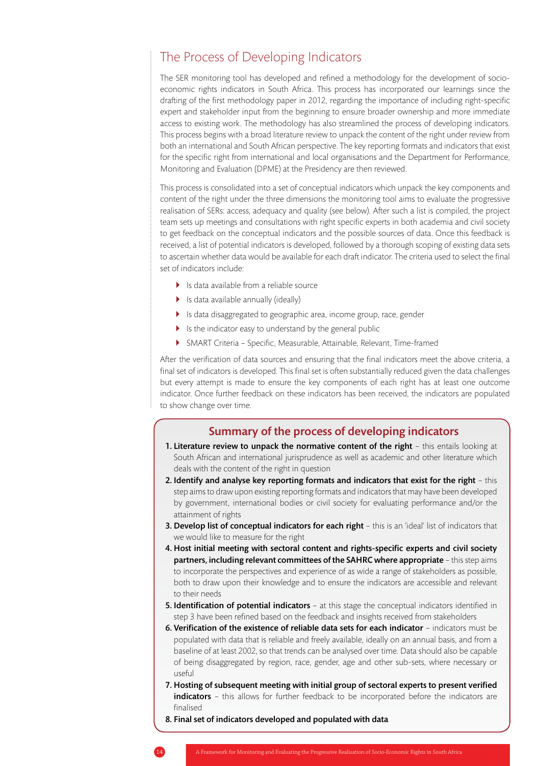## The Process of Developing Indicators

The SER monitoring tool has developed and refined a methodology for the development of socio-economic rights indicators in South Africa. This process has incorporated our learnings since the drafting of the first methodology paper in 2012, regarding the importance of including right-specific expert and stakeholder input from the beginning to ensure broader ownership and more immediate access to existing work. The methodology has also streamlined the process of developing indicators. This process begins with a broad literature review to unpack the content of the right under review from both an international and South African perspective. The key reporting formats and indicators that exist for the specific right from international and local organisations and the Department for Performance, Monitoring and Evaluation (DPME) at the Presidency are then reviewed.

This process is consolidated into a set of conceptual indicators which unpack the key components and content of the right under the three dimensions the monitoring tool aims to evaluate the progressive realisation of SERs: access, adequacy and quality (see below). After such a list is compiled, the project team sets up meetings and consultations with right specific experts in both academia and civil society to get feedback on the conceptual indicators and the possible sources of data. Once this feedback is received, a list of potential indicators is developed, followed by a thorough scoping of existing data sets to ascertain whether data would be available for each draft indicator. The criteria used to select the final set of indicators include:

- Is data available from a reliable source
- Is data available annually (ideally)
- Is data disaggregated to geographic area, income group, race, gender
- Is the indicator easy to understand by the general public
- SMART Criteria – Specific, Measurable, Attainable, Relevant, Time-framed

After the verification of data sources and ensuring that the final indicators meet the above criteria, a final set of indicators is developed. This final set is often substantially reduced given the data challenges but every attempt is made to ensure the key components of each right has at least one outcome indicator. Once further feedback on these indicators has been received, the indicators are populated to show change over time.

### Summary of the process of developing indicators

1. **Literature review to unpack the normative content of the right** – this entails looking at South African and international jurisprudence as well as academic and other literature which deals with the content of the right in question
2. **Identify and analyse key reporting formats and indicators that exist for the right** – this step aims to draw upon existing reporting formats and indicators that may have been developed by government, international bodies or civil society for evaluating performance and/or the attainment of rights
3. **Develop list of conceptual indicators for each right** – this is an 'ideal' list of indicators that we would like to measure for the right
4. **Host initial meeting with sectoral content and rights-specific experts and civil society partners, including relevant committees of the SAHRC where appropriate** – this step aims to incorporate the perspectives and experience of as wide a range of stakeholders as possible, both to draw upon their knowledge and to ensure the indicators are accessible and relevant to their needs
5. **Identification of potential indicators** – at this stage the conceptual indicators identified in step 3 have been refined based on the feedback and insights received from stakeholders
6. **Verification of the existence of reliable data sets for each indicator** – indicators must be populated with data that is reliable and freely available, ideally on an annual basis, and from a baseline of at least 2002, so that trends can be analysed over time. Data should also be capable of being disaggregated by region, race, gender, age and other sub-sets, where necessary or useful
7. **Hosting of subsequent meeting with initial group of sectoral experts to present verified indicators** – this allows for further feedback to be incorporated before the indicators are finalised
8. **Final set of indicators developed and populated with data**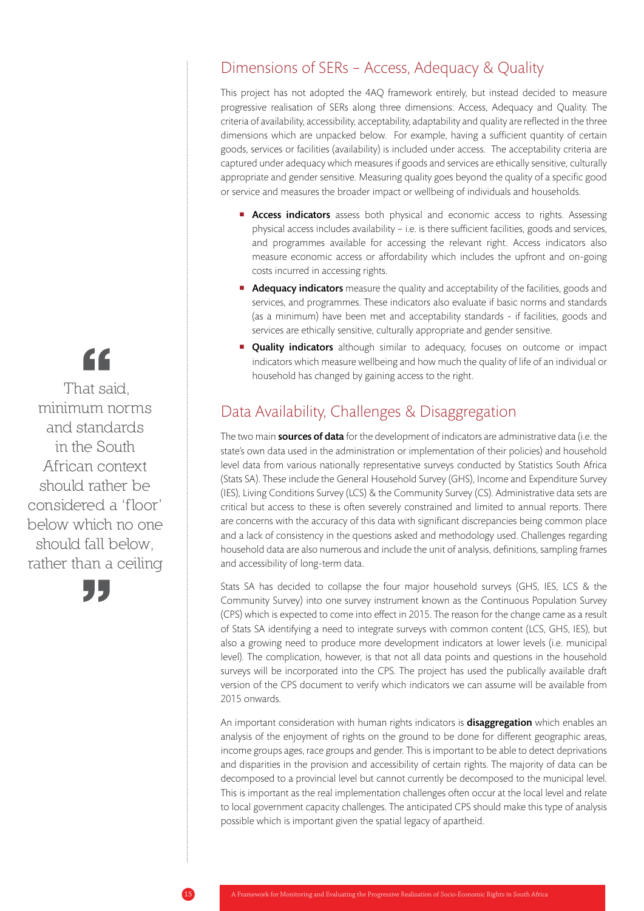## Dimensions of SERs – Access, Adequacy & Quality

This project has not adopted the 4AQ framework entirely, but instead decided to measure progressive realisation of SERs along three dimensions: Access, Adequacy and Quality. The criteria of availability, accessibility, acceptability, adaptability and quality are reflected in the three dimensions which are unpacked below. For example, having a sufficient quantity of certain goods, services or facilities (availability) is included under access. The acceptability criteria are captured under adequacy which measures if goods and services are ethically sensitive, culturally appropriate and gender sensitive. Measuring quality goes beyond the quality of a specific good or service and measures the broader impact or wellbeing of individuals and households.

- **Access indicators** assess both physical and economic access to rights. Assessing physical access includes availability – i.e. is there sufficient facilities, goods and services, and programmes available for accessing the relevant right. Access indicators also measure economic access or affordability which includes the upfront and on-going costs incurred in accessing rights.
- **Adequacy indicators** measure the quality and acceptability of the facilities, goods and services, and programmes. These indicators also evaluate if basic norms and standards (as a minimum) have been met and acceptability standards - if facilities, goods and services are ethically sensitive, culturally appropriate and gender sensitive.
- **Quality indicators** although similar to adequacy, focuses on outcome or impact indicators which measure wellbeing and how much the quality of life of an individual or household has changed by gaining access to the right.

> "That said, minimum norms and standards in the South African context should rather be considered a 'floor' below which no one should fall below, rather than a ceiling"

## Data Availability, Challenges & Disaggregation

The two main **sources of data** for the development of indicators are administrative data (i.e. the state's own data used in the administration or implementation of their policies) and household level data from various nationally representative surveys conducted by Statistics South Africa (Stats SA). These include the General Household Survey (GHS), Income and Expenditure Survey (IES), Living Conditions Survey (LCS) & the Community Survey (CS). Administrative data sets are critical but access to these is often severely constrained and limited to annual reports. There are concerns with the accuracy of this data with significant discrepancies being common place and a lack of consistency in the questions asked and methodology used. Challenges regarding household data are also numerous and include the unit of analysis, definitions, sampling frames and accessibility of long-term data.

Stats SA has decided to collapse the four major household surveys (GHS, IES, LCS & the Community Survey) into one survey instrument known as the Continuous Population Survey (CPS) which is expected to come into effect in 2015. The reason for the change came as a result of Stats SA identifying a need to integrate surveys with common content (LCS, GHS, IES), but also a growing need to produce more development indicators at lower levels (i.e. municipal level). The complication, however, is that not all data points and questions in the household surveys will be incorporated into the CPS. The project has used the publically available draft version of the CPS document to verify which indicators we can assume will be available from 2015 onwards.

An important consideration with human rights indicators is **disaggregation** which enables an analysis of the enjoyment of rights on the ground to be done for different geographic areas, income groups ages, race groups and gender. This is important to be able to detect deprivations and disparities in the provision and accessibility of certain rights. The majority of data can be decomposed to a provincial level but cannot currently be decomposed to the municipal level. This is important as the real implementation challenges often occur at the local level and relate to local government capacity challenges. The anticipated CPS should make this type of analysis possible which is important given the spatial legacy of apartheid.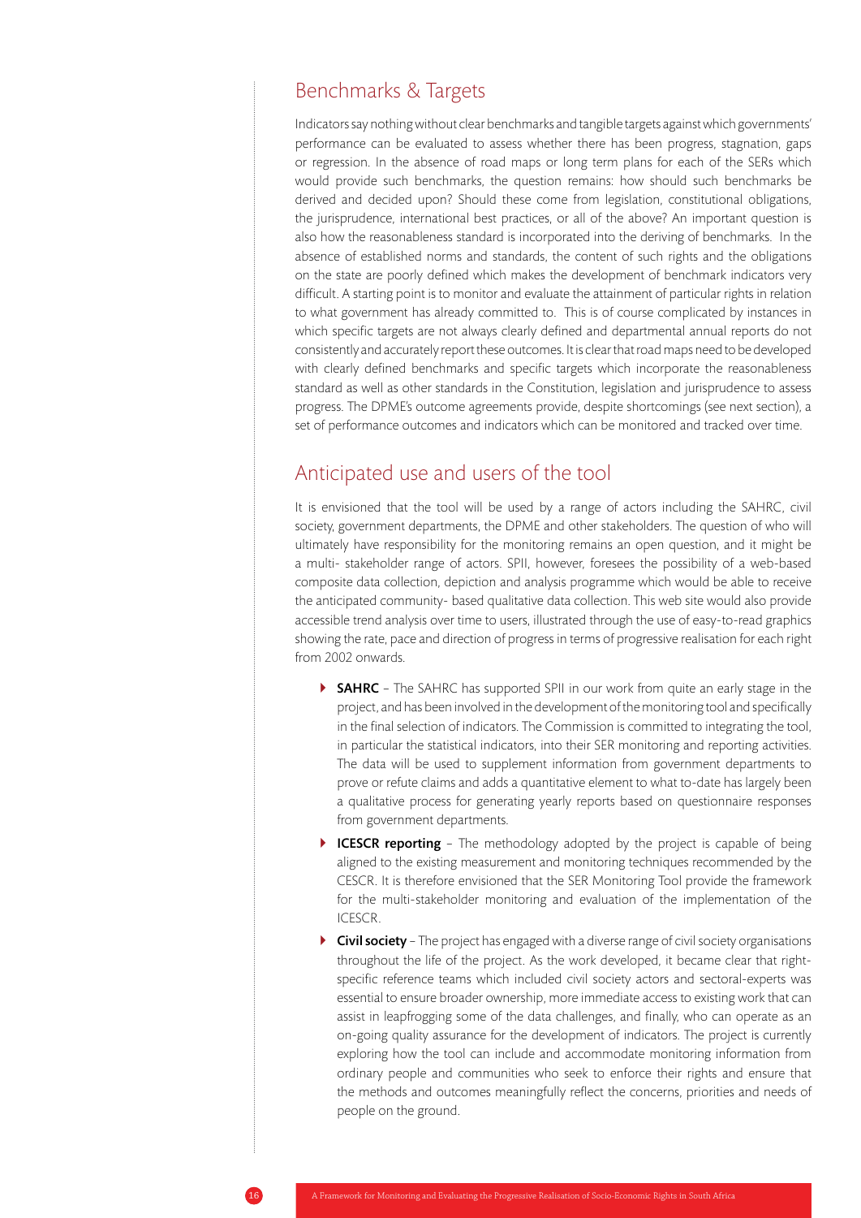## Benchmarks & Targets

Indicators say nothing without clear benchmarks and tangible targets against which governments' performance can be evaluated to assess whether there has been progress, stagnation, gaps or regression. In the absence of road maps or long term plans for each of the SERs which would provide such benchmarks, the question remains: how should such benchmarks be derived and decided upon? Should these come from legislation, constitutional obligations, the jurisprudence, international best practices, or all of the above? An important question is also how the reasonableness standard is incorporated into the deriving of benchmarks. In the absence of established norms and standards, the content of such rights and the obligations on the state are poorly defined which makes the development of benchmark indicators very difficult. A starting point is to monitor and evaluate the attainment of particular rights in relation to what government has already committed to. This is of course complicated by instances in which specific targets are not always clearly defined and departmental annual reports do not consistently and accurately report these outcomes. It is clear that road maps need to be developed with clearly defined benchmarks and specific targets which incorporate the reasonableness standard as well as other standards in the Constitution, legislation and jurisprudence to assess progress. The DPME's outcome agreements provide, despite shortcomings (see next section), a set of performance outcomes and indicators which can be monitored and tracked over time.

## Anticipated use and users of the tool

It is envisioned that the tool will be used by a range of actors including the SAHRC, civil society, government departments, the DPME and other stakeholders. The question of who will ultimately have responsibility for the monitoring remains an open question, and it might be a multi- stakeholder range of actors. SPII, however, foresees the possibility of a web-based composite data collection, depiction and analysis programme which would be able to receive the anticipated community- based qualitative data collection. This web site would also provide accessible trend analysis over time to users, illustrated through the use of easy-to-read graphics showing the rate, pace and direction of progress in terms of progressive realisation for each right from 2002 onwards.

- **SAHRC** – The SAHRC has supported SPII in our work from quite an early stage in the project, and has been involved in the development of the monitoring tool and specifically in the final selection of indicators. The Commission is committed to integrating the tool, in particular the statistical indicators, into their SER monitoring and reporting activities. The data will be used to supplement information from government departments to prove or refute claims and adds a quantitative element to what to-date has largely been a qualitative process for generating yearly reports based on questionnaire responses from government departments.
- **ICESCR reporting** – The methodology adopted by the project is capable of being aligned to the existing measurement and monitoring techniques recommended by the CESCR. It is therefore envisioned that the SER Monitoring Tool provide the framework for the multi-stakeholder monitoring and evaluation of the implementation of the ICESCR.
- **Civil society** – The project has engaged with a diverse range of civil society organisations throughout the life of the project. As the work developed, it became clear that right-specific reference teams which included civil society actors and sectoral-experts was essential to ensure broader ownership, more immediate access to existing work that can assist in leapfrogging some of the data challenges, and finally, who can operate as an on-going quality assurance for the development of indicators. The project is currently exploring how the tool can include and accommodate monitoring information from ordinary people and communities who seek to enforce their rights and ensure that the methods and outcomes meaningfully reflect the concerns, priorities and needs of people on the ground.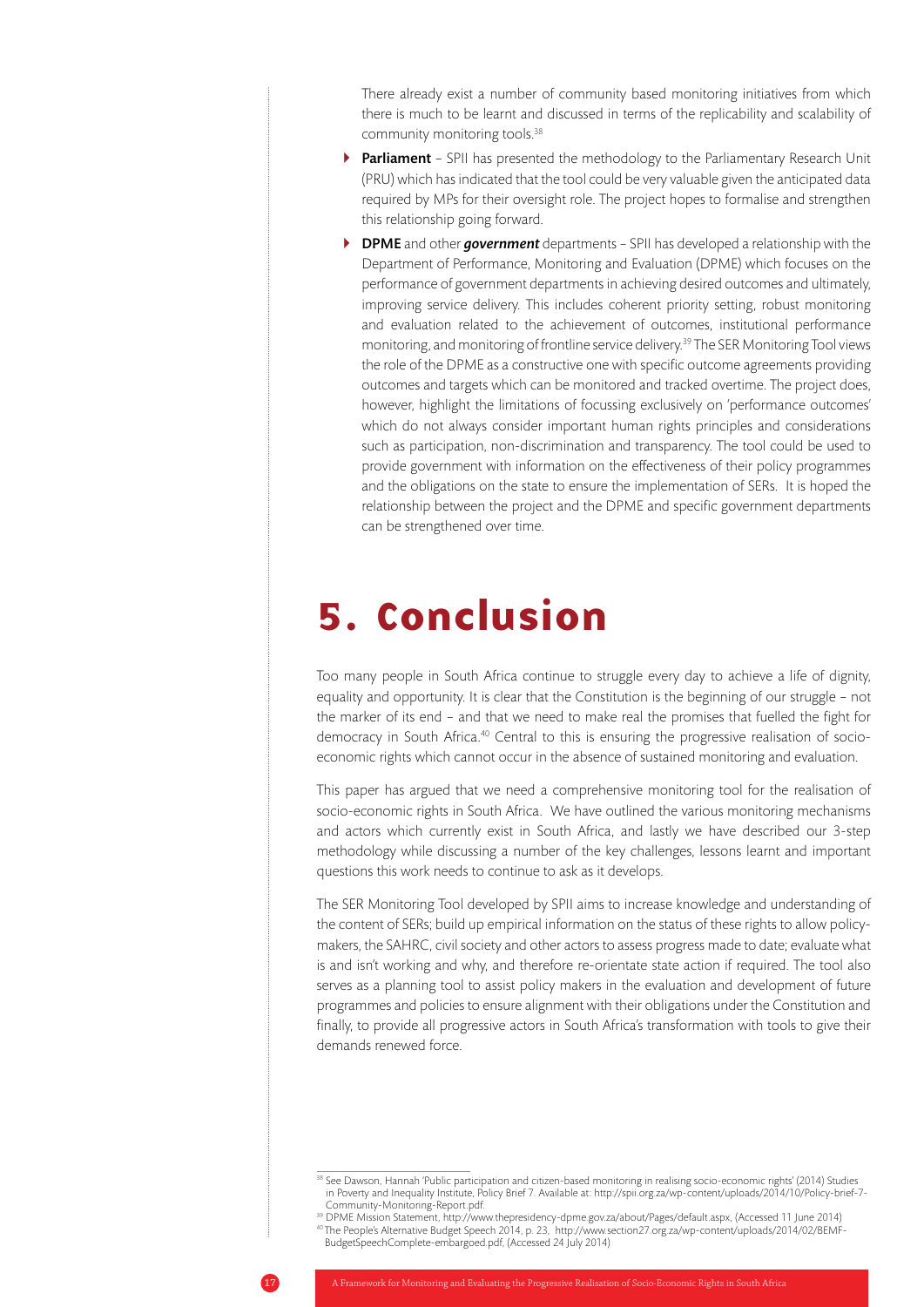There already exist a number of community based monitoring initiatives from which there is much to be learnt and discussed in terms of the replicability and scalability of community monitoring tools.[38]

- **Parliament** – SPII has presented the methodology to the Parliamentary Research Unit (PRU) which has indicated that the tool could be very valuable given the anticipated data required by MPs for their oversight role. The project hopes to formalise and strengthen this relationship going forward.
- **DPME** and other ***government*** departments – SPII has developed a relationship with the Department of Performance, Monitoring and Evaluation (DPME) which focuses on the performance of government departments in achieving desired outcomes and ultimately, improving service delivery. This includes coherent priority setting, robust monitoring and evaluation related to the achievement of outcomes, institutional performance monitoring, and monitoring of frontline service delivery.[39] The SER Monitoring Tool views the role of the DPME as a constructive one with specific outcome agreements providing outcomes and targets which can be monitored and tracked overtime. The project does, however, highlight the limitations of focussing exclusively on 'performance outcomes' which do not always consider important human rights principles and considerations such as participation, non-discrimination and transparency. The tool could be used to provide government with information on the effectiveness of their policy programmes and the obligations on the state to ensure the implementation of SERs. It is hoped the relationship between the project and the DPME and specific government departments can be strengthened over time.

# 5. Conclusion

Too many people in South Africa continue to struggle every day to achieve a life of dignity, equality and opportunity. It is clear that the Constitution is the beginning of our struggle – not the marker of its end – and that we need to make real the promises that fuelled the fight for democracy in South Africa.[40] Central to this is ensuring the progressive realisation of socio-economic rights which cannot occur in the absence of sustained monitoring and evaluation.

This paper has argued that we need a comprehensive monitoring tool for the realisation of socio-economic rights in South Africa. We have outlined the various monitoring mechanisms and actors which currently exist in South Africa, and lastly we have described our 3-step methodology while discussing a number of the key challenges, lessons learnt and important questions this work needs to continue to ask as it develops.

The SER Monitoring Tool developed by SPII aims to increase knowledge and understanding of the content of SERs; build up empirical information on the status of these rights to allow policy-makers, the SAHRC, civil society and other actors to assess progress made to date; evaluate what is and isn't working and why, and therefore re-orientate state action if required. The tool also serves as a planning tool to assist policy makers in the evaluation and development of future programmes and policies to ensure alignment with their obligations under the Constitution and finally, to provide all progressive actors in South Africa's transformation with tools to give their demands renewed force.

---

[38] See Dawson, Hannah 'Public participation and citizen-based monitoring in realising socio-economic rights' (2014) Studies in Poverty and Inequality Institute, Policy Brief 7. Available at: http://spii.org.za/wp-content/uploads/2014/10/Policy-brief-7-Community-Monitoring-Report.pdf.

[39] DPME Mission Statement, http://www.thepresidency-dpme.gov.za/about/Pages/default.aspx, (Accessed 11 June 2014)

[40] The People's Alternative Budget Speech 2014, p. 23, http://www.section27.org.za/wp-content/uploads/2014/02/BEMF-BudgetSpeechComplete-embargoed.pdf, (Accessed 24 July 2014)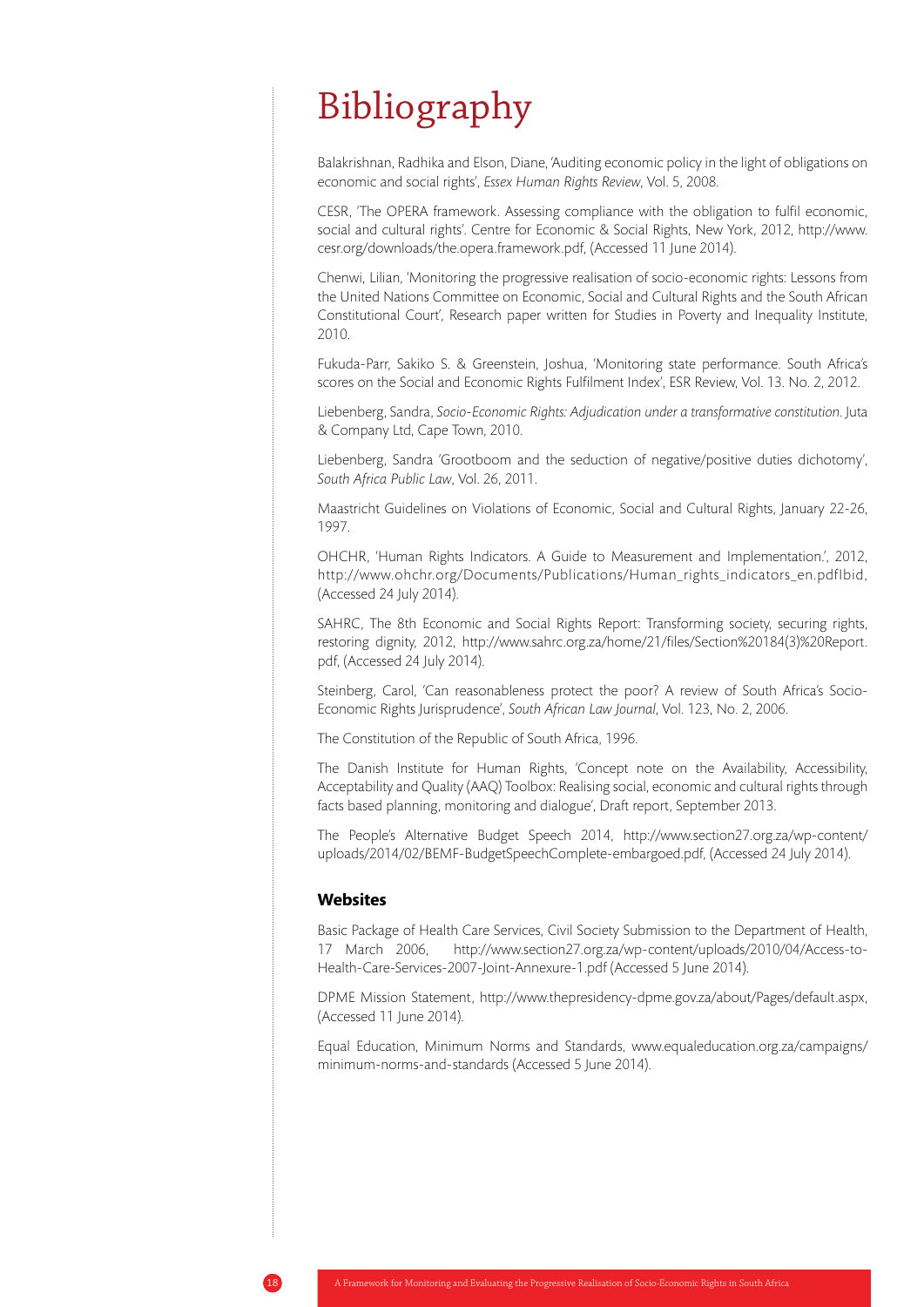# Bibliography

Balakrishnan, Radhika and Elson, Diane, 'Auditing economic policy in the light of obligations on economic and social rights', *Essex Human Rights Review*, Vol. 5, 2008.

CESR, 'The OPERA framework. Assessing compliance with the obligation to fulfil economic, social and cultural rights'. Centre for Economic & Social Rights, New York, 2012, http://www.cesr.org/downloads/the.opera.framework.pdf, (Accessed 11 June 2014).

Chenwi, Lilian, 'Monitoring the progressive realisation of socio-economic rights: Lessons from the United Nations Committee on Economic, Social and Cultural Rights and the South African Constitutional Court', Research paper written for Studies in Poverty and Inequality Institute, 2010.

Fukuda-Parr, Sakiko S. & Greenstein, Joshua, 'Monitoring state performance. South Africa's scores on the Social and Economic Rights Fulfilment Index', ESR Review, Vol. 13. No. 2, 2012.

Liebenberg, Sandra, *Socio-Economic Rights: Adjudication under a transformative constitution*. Juta & Company Ltd, Cape Town, 2010.

Liebenberg, Sandra 'Grootboom and the seduction of negative/positive duties dichotomy', *South Africa Public Law*, Vol. 26, 2011.

Maastricht Guidelines on Violations of Economic, Social and Cultural Rights, January 22-26, 1997.

OHCHR, 'Human Rights Indicators. A Guide to Measurement and Implementation.', 2012, http://www.ohchr.org/Documents/Publications/Human_rights_indicators_en.pdfIbid, (Accessed 24 July 2014).

SAHRC, The 8th Economic and Social Rights Report: Transforming society, securing rights, restoring dignity, 2012, http://www.sahrc.org.za/home/21/files/Section%20184(3)%20Report.pdf, (Accessed 24 July 2014).

Steinberg, Carol, 'Can reasonableness protect the poor? A review of South Africa's Socio-Economic Rights Jurisprudence', *South African Law Journal*, Vol. 123, No. 2, 2006.

The Constitution of the Republic of South Africa, 1996.

The Danish Institute for Human Rights, 'Concept note on the Availability, Accessibility, Acceptability and Quality (AAQ) Toolbox: Realising social, economic and cultural rights through facts based planning, monitoring and dialogue', Draft report, September 2013.

The People's Alternative Budget Speech 2014, http://www.section27.org.za/wp-content/uploads/2014/02/BEMF-BudgetSpeechComplete-embargoed.pdf, (Accessed 24 July 2014).

### Websites

Basic Package of Health Care Services, Civil Society Submission to the Department of Health, 17 March 2006, http://www.section27.org.za/wp-content/uploads/2010/04/Access-to-Health-Care-Services-2007-Joint-Annexure-1.pdf (Accessed 5 June 2014).

DPME Mission Statement, http://www.thepresidency-dpme.gov.za/about/Pages/default.aspx, (Accessed 11 June 2014).

Equal Education, Minimum Norms and Standards, www.equaleducation.org.za/campaigns/minimum-norms-and-standards (Accessed 5 June 2014).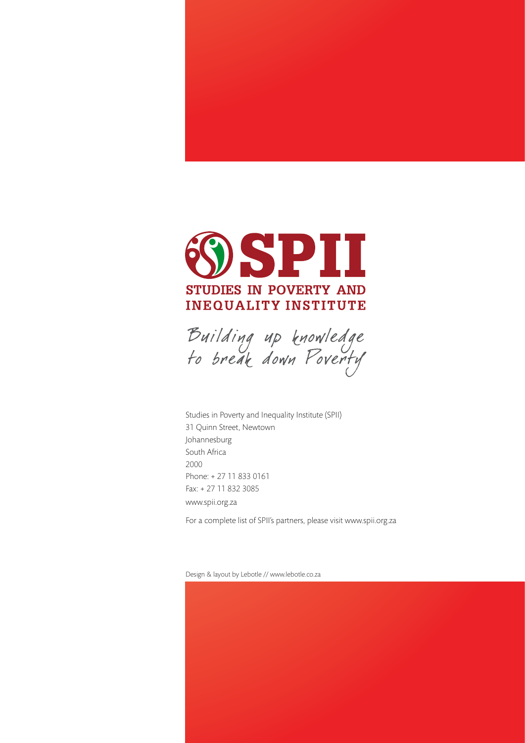# SPII

STUDIES IN POVERTY AND INEQUALITY INSTITUTE

*Building up knowledge to break down Poverty*

Studies in Poverty and Inequality Institute (SPII)
31 Quinn Street, Newtown
Johannesburg
South Africa
2000
Phone: + 27 11 833 0161
Fax: + 27 11 832 3085
www.spii.org.za

For a complete list of SPII's partners, please visit www.spii.org.za

Design & layout by Lebotle // www.lebotle.co.za